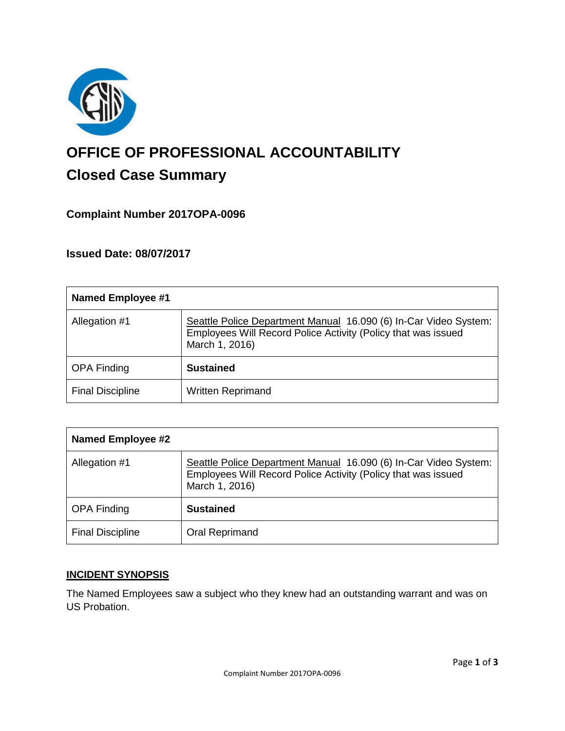# OFFICE OF PROFESSIONAL ACCOUNTABILITY

## Closed Case Summary

### Complaint Number 2017OPA-0096

### Issued Date: 08/07/2017

| **Named Employee #1** | |
|---|---|
| Allegation #1 | Seattle Police Department Manual 16.090 (6) In-Car Video System: Employees Will Record Police Activity (Policy that was issued March 1, 2016) |
| OPA Finding | **Sustained** |
| Final Discipline | Written Reprimand |

| **Named Employee #2** | |
|---|---|
| Allegation #1 | Seattle Police Department Manual 16.090 (6) In-Car Video System: Employees Will Record Police Activity (Policy that was issued March 1, 2016) |
| OPA Finding | **Sustained** |
| Final Discipline | Oral Reprimand |

**INCIDENT SYNOPSIS**

The Named Employees saw a subject who they knew had an outstanding warrant and was on US Probation.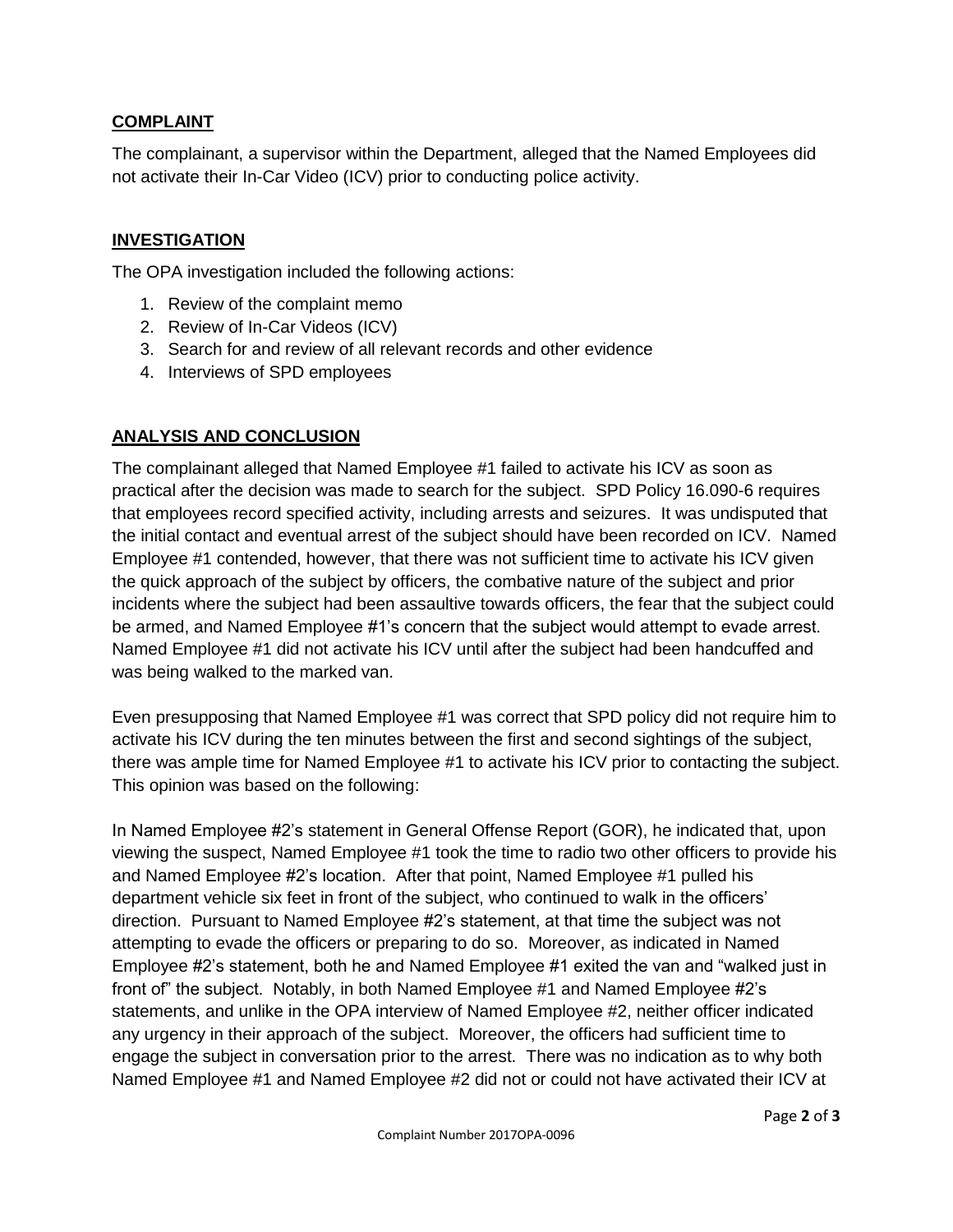## COMPLAINT

The complainant, a supervisor within the Department, alleged that the Named Employees did not activate their In-Car Video (ICV) prior to conducting police activity.

## INVESTIGATION

The OPA investigation included the following actions:

1. Review of the complaint memo
2. Review of In-Car Videos (ICV)
3. Search for and review of all relevant records and other evidence
4. Interviews of SPD employees

## ANALYSIS AND CONCLUSION

The complainant alleged that Named Employee #1 failed to activate his ICV as soon as practical after the decision was made to search for the subject. SPD Policy 16.090-6 requires that employees record specified activity, including arrests and seizures. It was undisputed that the initial contact and eventual arrest of the subject should have been recorded on ICV. Named Employee #1 contended, however, that there was not sufficient time to activate his ICV given the quick approach of the subject by officers, the combative nature of the subject and prior incidents where the subject had been assaultive towards officers, the fear that the subject could be armed, and Named Employee #1's concern that the subject would attempt to evade arrest. Named Employee #1 did not activate his ICV until after the subject had been handcuffed and was being walked to the marked van.

Even presupposing that Named Employee #1 was correct that SPD policy did not require him to activate his ICV during the ten minutes between the first and second sightings of the subject, there was ample time for Named Employee #1 to activate his ICV prior to contacting the subject. This opinion was based on the following:

In Named Employee #2's statement in General Offense Report (GOR), he indicated that, upon viewing the suspect, Named Employee #1 took the time to radio two other officers to provide his and Named Employee #2's location. After that point, Named Employee #1 pulled his department vehicle six feet in front of the subject, who continued to walk in the officers' direction. Pursuant to Named Employee #2's statement, at that time the subject was not attempting to evade the officers or preparing to do so. Moreover, as indicated in Named Employee #2's statement, both he and Named Employee #1 exited the van and "walked just in front of" the subject. Notably, in both Named Employee #1 and Named Employee #2's statements, and unlike in the OPA interview of Named Employee #2, neither officer indicated any urgency in their approach of the subject. Moreover, the officers had sufficient time to engage the subject in conversation prior to the arrest. There was no indication as to why both Named Employee #1 and Named Employee #2 did not or could not have activated their ICV at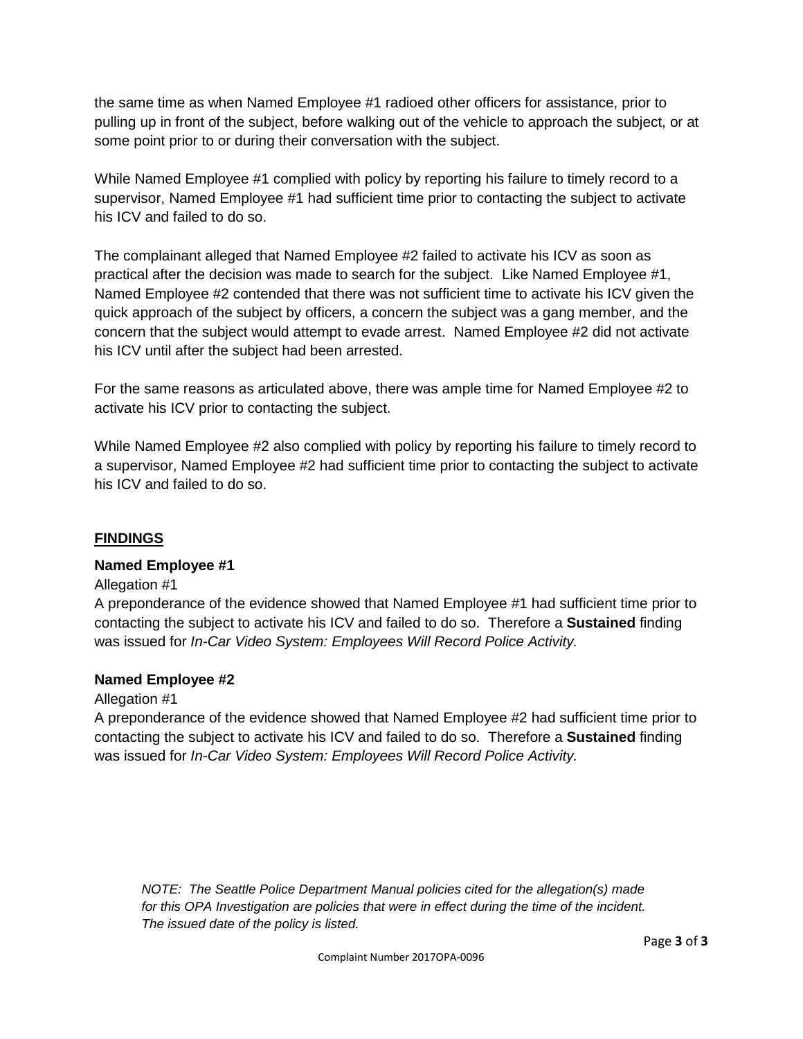the same time as when Named Employee #1 radioed other officers for assistance, prior to pulling up in front of the subject, before walking out of the vehicle to approach the subject, or at some point prior to or during their conversation with the subject.

While Named Employee #1 complied with policy by reporting his failure to timely record to a supervisor, Named Employee #1 had sufficient time prior to contacting the subject to activate his ICV and failed to do so.

The complainant alleged that Named Employee #2 failed to activate his ICV as soon as practical after the decision was made to search for the subject. Like Named Employee #1, Named Employee #2 contended that there was not sufficient time to activate his ICV given the quick approach of the subject by officers, a concern the subject was a gang member, and the concern that the subject would attempt to evade arrest. Named Employee #2 did not activate his ICV until after the subject had been arrested.

For the same reasons as articulated above, there was ample time for Named Employee #2 to activate his ICV prior to contacting the subject.

While Named Employee #2 also complied with policy by reporting his failure to timely record to a supervisor, Named Employee #2 had sufficient time prior to contacting the subject to activate his ICV and failed to do so.

## FINDINGS

**Named Employee #1**

Allegation #1

A preponderance of the evidence showed that Named Employee #1 had sufficient time prior to contacting the subject to activate his ICV and failed to do so. Therefore a **Sustained** finding was issued for *In-Car Video System: Employees Will Record Police Activity.*

**Named Employee #2**

Allegation #1

A preponderance of the evidence showed that Named Employee #2 had sufficient time prior to contacting the subject to activate his ICV and failed to do so. Therefore a **Sustained** finding was issued for *In-Car Video System: Employees Will Record Police Activity.*

*NOTE: The Seattle Police Department Manual policies cited for the allegation(s) made for this OPA Investigation are policies that were in effect during the time of the incident. The issued date of the policy is listed.*

Complaint Number 2017OPA-0096